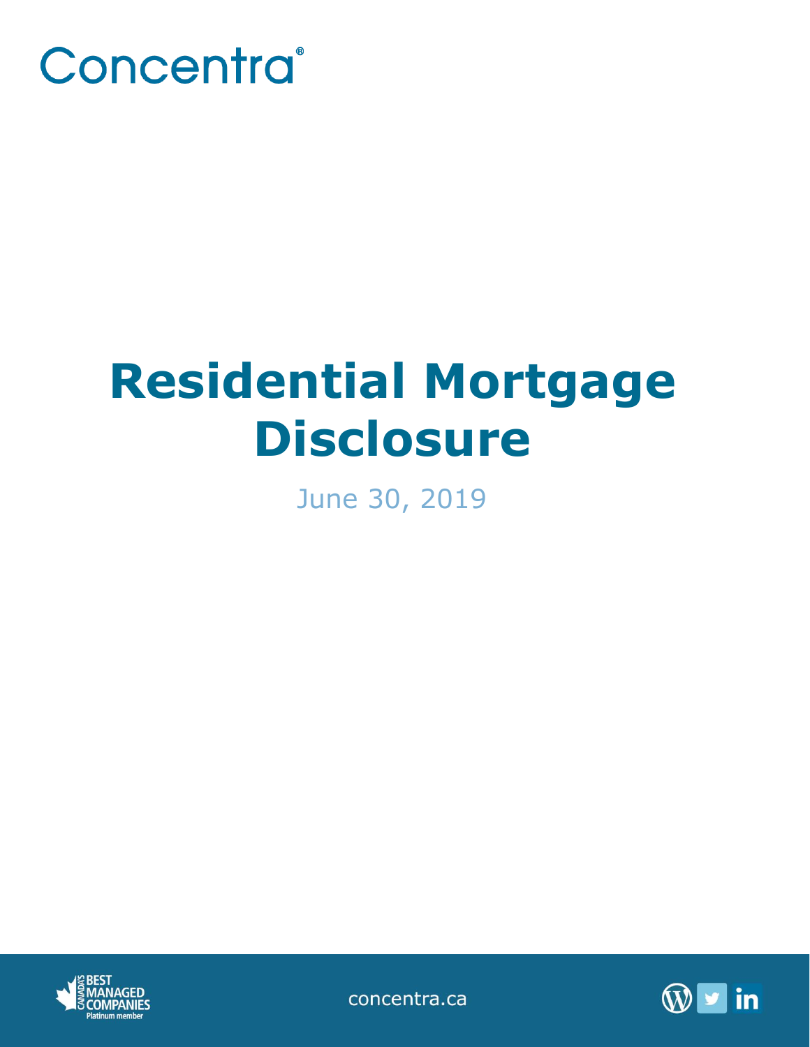Concentra®

# Residential Mortgage Disclosure

June 30, 2019

concentra.ca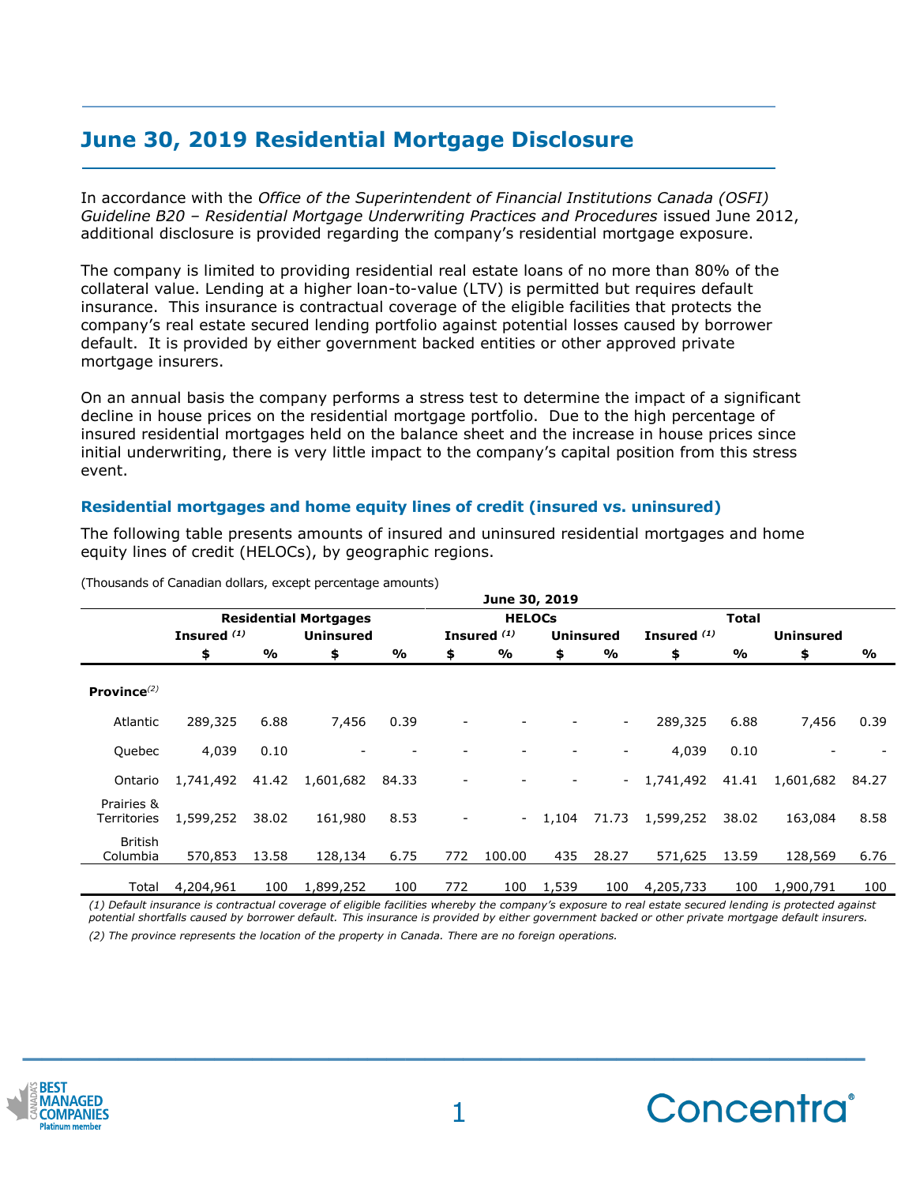# June 30, 2019 Residential Mortgage Disclosure

In accordance with the *Office of the Superintendent of Financial Institutions Canada (OSFI) Guideline B20 – Residential Mortgage Underwriting Practices and Procedures* issued June 2012, additional disclosure is provided regarding the company's residential mortgage exposure.

The company is limited to providing residential real estate loans of no more than 80% of the collateral value. Lending at a higher loan-to-value (LTV) is permitted but requires default insurance. This insurance is contractual coverage of the eligible facilities that protects the company's real estate secured lending portfolio against potential losses caused by borrower default. It is provided by either government backed entities or other approved private mortgage insurers.

On an annual basis the company performs a stress test to determine the impact of a significant decline in house prices on the residential mortgage portfolio. Due to the high percentage of insured residential mortgages held on the balance sheet and the increase in house prices since initial underwriting, there is very little impact to the company's capital position from this stress event.

### Residential mortgages and home equity lines of credit (insured vs. uninsured)

The following table presents amounts of insured and uninsured residential mortgages and home equity lines of credit (HELOCs), by geographic regions.

(Thousands of Canadian dollars, except percentage amounts)

| | June 30, 2019 | | | | | | | | | | | |
|---|---|---|---|---|---|---|---|---|---|---|---|---|
| | Residential Mortgages | | | | HELOCs | | | | Total | | | |
| | Insured (1) | | Uninsured | | Insured (1) | | Uninsured | | Insured (1) | | Uninsured | |
| | $ | % | $ | % | $ | % | $ | % | $ | % | $ | % |
| **Province**(2) | | | | | | | | | | | | |
| Atlantic | 289,325 | 6.88 | 7,456 | 0.39 | - | - | - | - | 289,325 | 6.88 | 7,456 | 0.39 |
| Quebec | 4,039 | 0.10 | - | - | - | - | - | - | 4,039 | 0.10 | - | - |
| Ontario | 1,741,492 | 41.42 | 1,601,682 | 84.33 | - | - | - | - | 1,741,492 | 41.41 | 1,601,682 | 84.27 |
| Prairies & Territories | 1,599,252 | 38.02 | 161,980 | 8.53 | - | - | 1,104 | 71.73 | 1,599,252 | 38.02 | 163,084 | 8.58 |
| British Columbia | 570,853 | 13.58 | 128,134 | 6.75 | 772 | 100.00 | 435 | 28.27 | 571,625 | 13.59 | 128,569 | 6.76 |
| Total | 4,204,961 | 100 | 1,899,252 | 100 | 772 | 100 | 1,539 | 100 | 4,205,733 | 100 | 1,900,791 | 100 |

*(1) Default insurance is contractual coverage of eligible facilities whereby the company's exposure to real estate secured lending is protected against potential shortfalls caused by borrower default. This insurance is provided by either government backed or other private mortgage default insurers.*

*(2) The province represents the location of the property in Canada. There are no foreign operations.*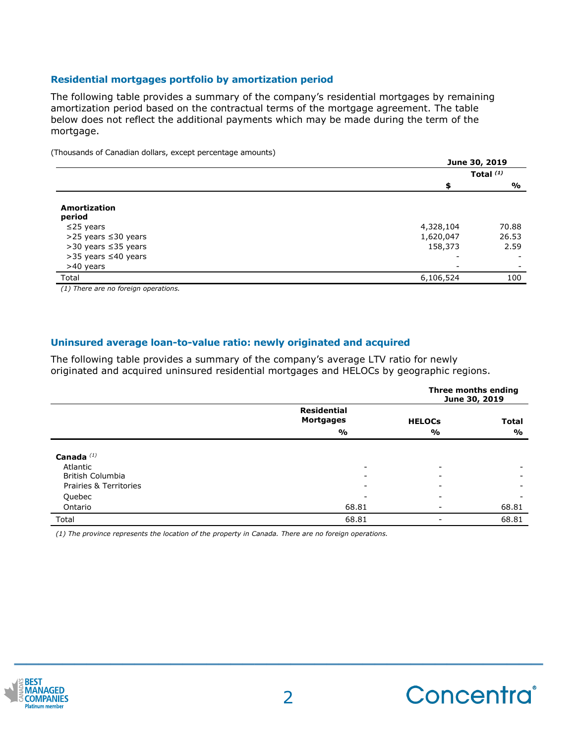## Residential mortgages portfolio by amortization period

The following table provides a summary of the company's residential mortgages by remaining amortization period based on the contractual terms of the mortgage agreement. The table below does not reflect the additional payments which may be made during the term of the mortgage.

(Thousands of Canadian dollars, except percentage amounts)

| | June 30, 2019 | |
|---|---|---|
| | Total [(1)] | |
| | $ | % |
| **Amortization period** | | |
| ≤25 years | 4,328,104 | 70.88 |
| >25 years ≤30 years | 1,620,047 | 26.53 |
| >30 years ≤35 years | 158,373 | 2.59 |
| >35 years ≤40 years | - | - |
| >40 years | - | - |
| Total | 6,106,524 | 100 |

*(1) There are no foreign operations.*

## Uninsured average loan-to-value ratio: newly originated and acquired

The following table provides a summary of the company's average LTV ratio for newly originated and acquired uninsured residential mortgages and HELOCs by geographic regions.

| | Three months ending June 30, 2019 | | |
|---|---|---|---|
| | Residential Mortgages | HELOCs | Total |
| | % | % | % |
| **Canada** [(1)] | | | |
| Atlantic | - | - | - |
| British Columbia | - | - | - |
| Prairies & Territories | - | - | - |
| Quebec | - | - | - |
| Ontario | 68.81 | - | 68.81 |
| Total | 68.81 | - | 68.81 |

*(1) The province represents the location of the property in Canada. There are no foreign operations.*